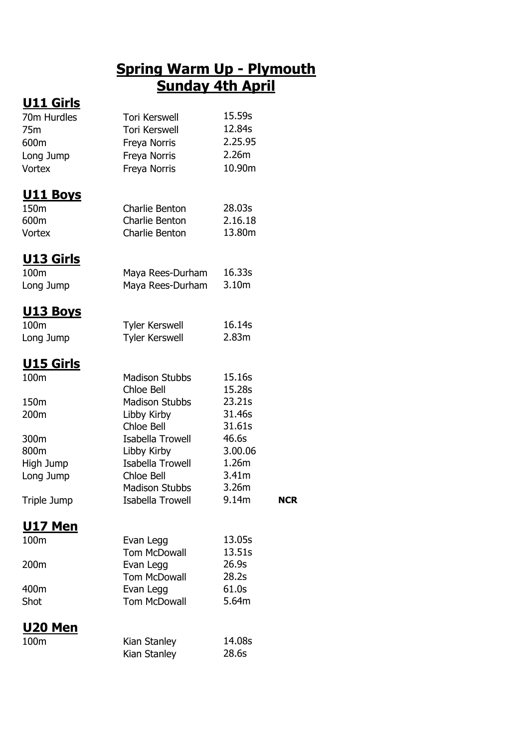# Spring Warm Up - Plymouth
## Sunday 4th April

### U11 Girls

| | | | |
|---|---|---|---|
| 70m Hurdles | Tori Kerswell | 15.59s | |
| 75m | Tori Kerswell | 12.84s | |
| 600m | Freya Norris | 2.25.95 | |
| Long Jump | Freya Norris | 2.26m | |
| Vortex | Freya Norris | 10.90m | |

### U11 Boys

| | | | |
|---|---|---|---|
| 150m | Charlie Benton | 28.03s | |
| 600m | Charlie Benton | 2.16.18 | |
| Vortex | Charlie Benton | 13.80m | |

### U13 Girls

| | | | |
|---|---|---|---|
| 100m | Maya Rees-Durham | 16.33s | |
| Long Jump | Maya Rees-Durham | 3.10m | |

### U13 Boys

| | | | |
|---|---|---|---|
| 100m | Tyler Kerswell | 16.14s | |
| Long Jump | Tyler Kerswell | 2.83m | |

### U15 Girls

| | | | |
|---|---|---|---|
| 100m | Madison Stubbs | 15.16s | |
| | Chloe Bell | 15.28s | |
| 150m | Madison Stubbs | 23.21s | |
| 200m | Libby Kirby | 31.46s | |
| | Chloe Bell | 31.61s | |
| 300m | Isabella Trowell | 46.6s | |
| 800m | Libby Kirby | 3.00.06 | |
| High Jump | Isabella Trowell | 1.26m | |
| Long Jump | Chloe Bell | 3.41m | |
| | Madison Stubbs | 3.26m | |
| Triple Jump | Isabella Trowell | 9.14m | **NCR** |

### U17 Men

| | | | |
|---|---|---|---|
| 100m | Evan Legg | 13.05s | |
| | Tom McDowall | 13.51s | |
| 200m | Evan Legg | 26.9s | |
| | Tom McDowall | 28.2s | |
| 400m | Evan Legg | 61.0s | |
| Shot | Tom McDowall | 5.64m | |

### U20 Men

| | | | |
|---|---|---|---|
| 100m | Kian Stanley | 14.08s | |
| | Kian Stanley | 28.6s | |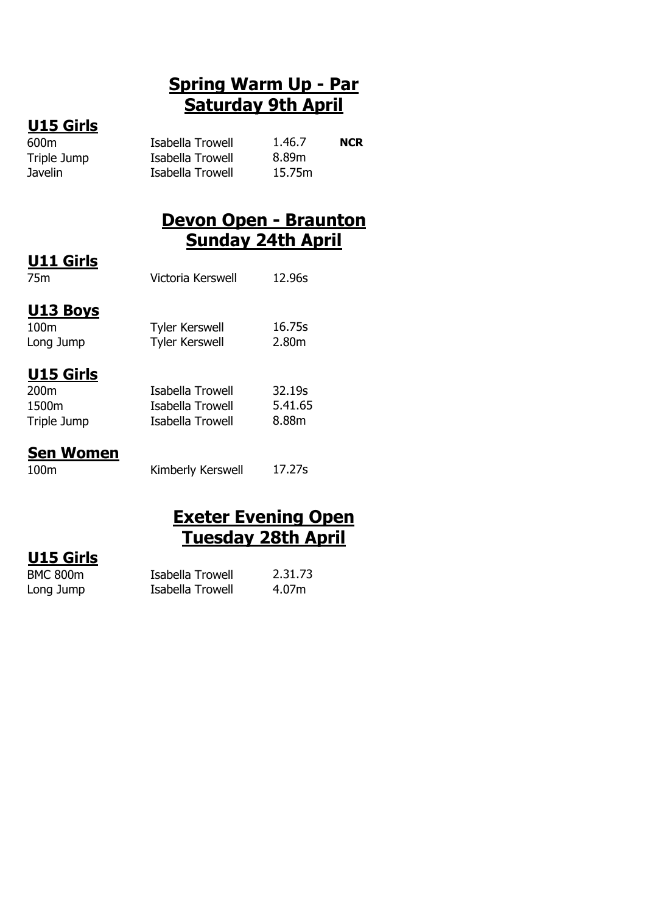## Spring Warm Up - Par
## Saturday 9th April

### U15 Girls

| | | | |
|---|---|---|---|
| 600m | Isabella Trowell | 1.46.7 | **NCR** |
| Triple Jump | Isabella Trowell | 8.89m | |
| Javelin | Isabella Trowell | 15.75m | |

## Devon Open - Braunton
## Sunday 24th April

### U11 Girls

| | | |
|---|---|---|
| 75m | Victoria Kerswell | 12.96s |

### U13 Boys

| | | |
|---|---|---|
| 100m | Tyler Kerswell | 16.75s |
| Long Jump | Tyler Kerswell | 2.80m |

### U15 Girls

| | | |
|---|---|---|
| 200m | Isabella Trowell | 32.19s |
| 1500m | Isabella Trowell | 5.41.65 |
| Triple Jump | Isabella Trowell | 8.88m |

### Sen Women

| | | |
|---|---|---|
| 100m | Kimberly Kerswell | 17.27s |

## Exeter Evening Open
## Tuesday 28th April

### U15 Girls

| | | |
|---|---|---|
| BMC 800m | Isabella Trowell | 2.31.73 |
| Long Jump | Isabella Trowell | 4.07m |